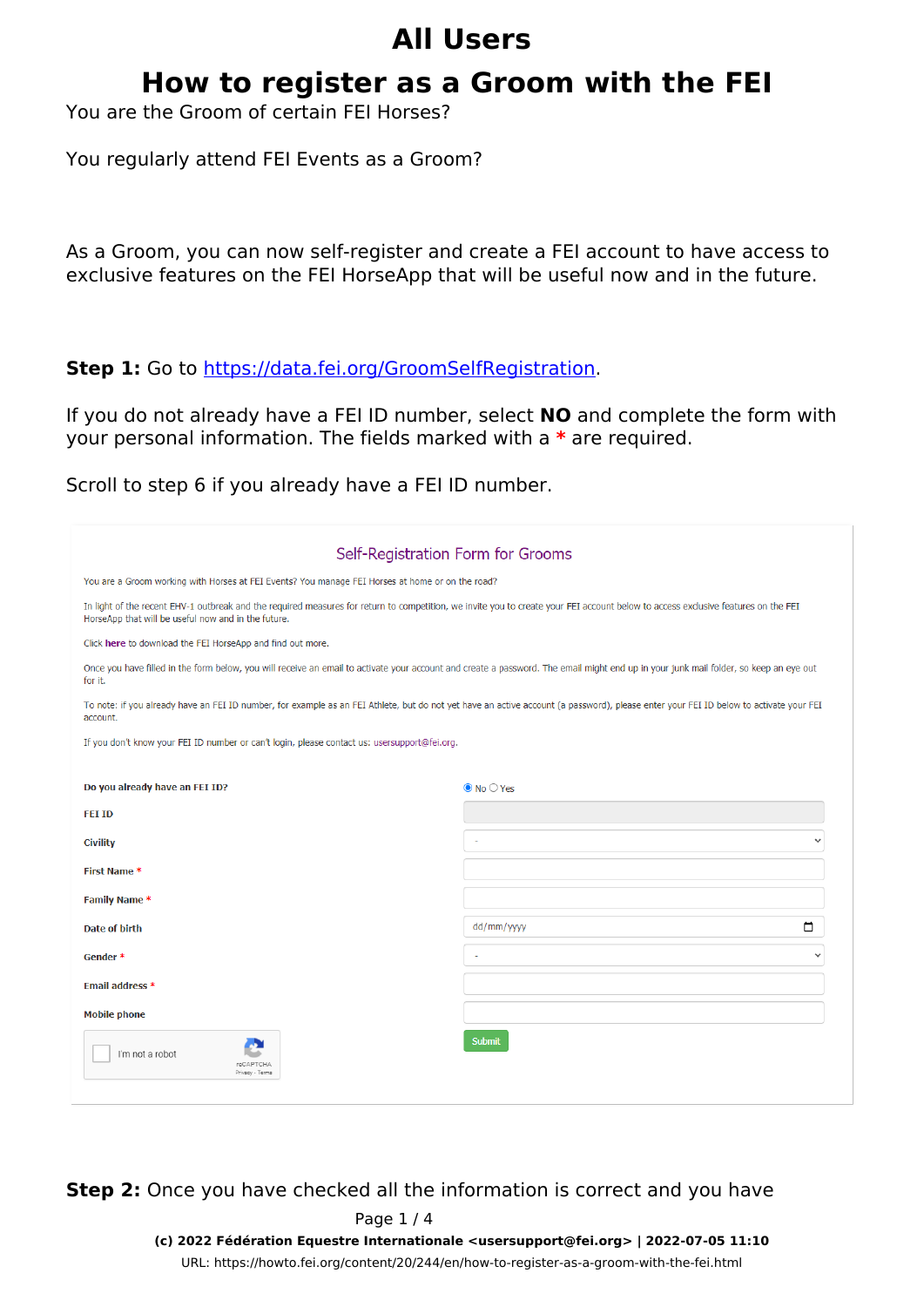# All Users

# How to register as a Groom with the FEI

You are the Groom of certain FEI Horses?

You regularly attend FEI Events as a Groom?

As a Groom, you can now self-register and create a FEI account to have access to exclusive features on the FEI HorseApp that will be useful now and in the future.

**Step 1:** Go to [https://data.fei.org/GroomSelfRegistration](https://data.fei.org/GroomSelfRegistration).

If you do not already have a FEI ID number, select **NO** and complete the form with your personal information. The fields marked with a * are required.

Scroll to step 6 if you already have a FEI ID number.

Self-Registration Form for Grooms

You are a Groom working with Horses at FEI Events? You manage FEI Horses at home or on the road?

In light of the recent EHV-1 outbreak and the required measures for return to competition, we invite you to create your FEI account below to access exclusive features on the FEI HorseApp that will be useful now and in the future.

Click **here** to download the FEI HorseApp and find out more.

Once you have filled in the form below, you will receive an email to activate your account and create a password. The email might end up in your junk mail folder, so keep an eye out for it.

To note: if you already have an FEI ID number, for example as an FEI Athlete, but do not yet have an active account (a password), please enter your FEI ID below to activate your FEI account.

If you don't know your FEI ID number or can't login, please contact us: usersupport@fei.org.

| | |
|---|---|
| **Do you already have an FEI ID?** | ◉ No ○ Yes |
| **FEI ID** | |
| **Civility** | - |
| **First Name** * | |
| **Family Name** * | |
| **Date of birth** | dd/mm/yyyy |
| **Gender** * | - |
| **Email address** * | |
| **Mobile phone** | |

I'm not a robot

Submit

**Step 2:** Once you have checked all the information is correct and you have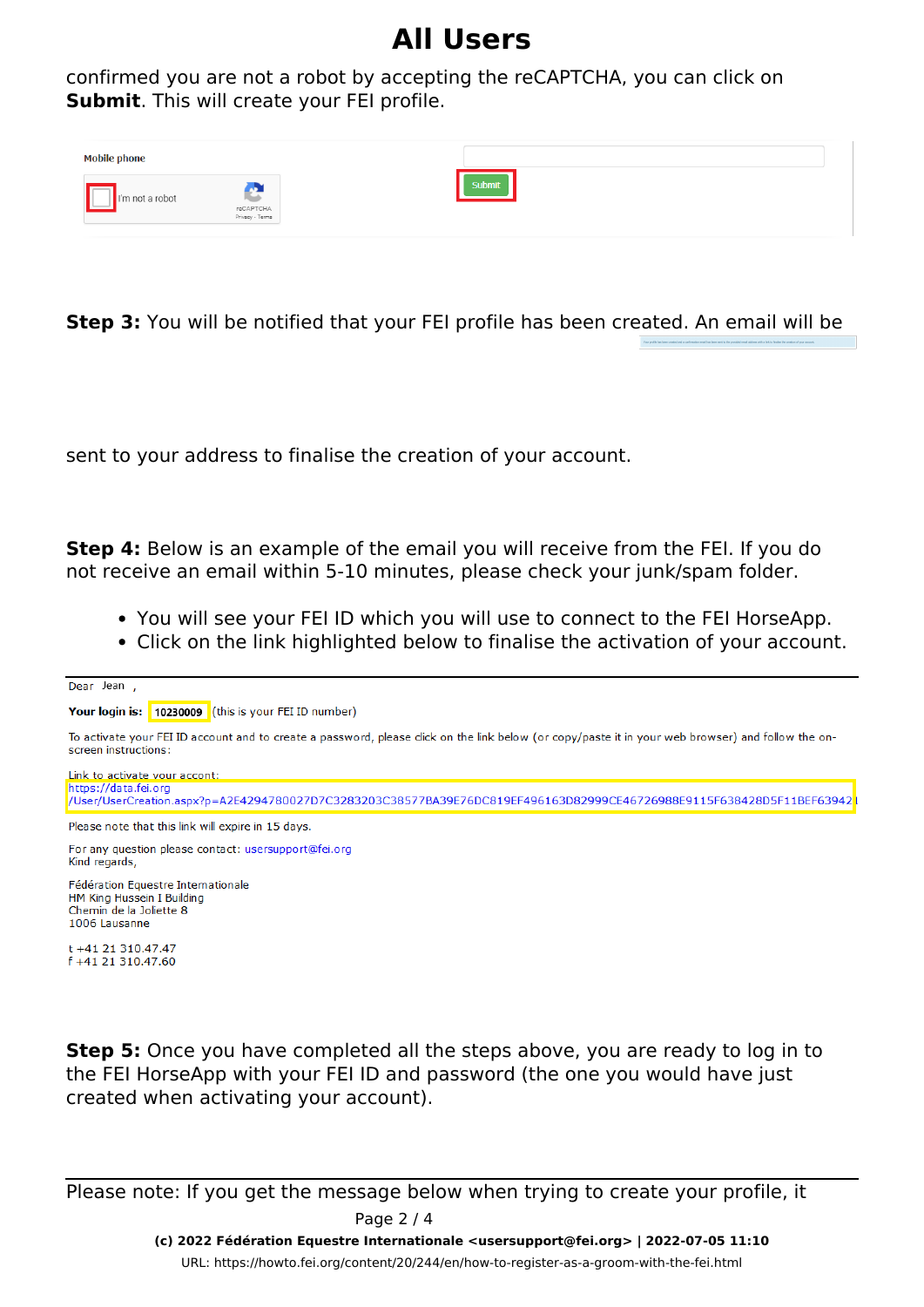confirmed you are not a robot by accepting the reCAPTCHA, you can click on **Submit**. This will create your FEI profile.

**Step 3:** You will be notified that your FEI profile has been created. An email will be sent to your address to finalise the creation of your account.

**Step 4:** Below is an example of the email you will receive from the FEI. If you do not receive an email within 5-10 minutes, please check your junk/spam folder.

- You will see your FEI ID which you will use to connect to the FEI HorseApp.
- Click on the link highlighted below to finalise the activation of your account.

Dear Jean ,

**Your login is:** 10230009 (this is your FEI ID number)

To activate your FEI ID account and to create a password, please click on the link below (or copy/paste it in your web browser) and follow the on-screen instructions:

Link to activate your accont:
https://data.fei.org/User/UserCreation.aspx?p=A2E4294780027D7C3283203C38577BA39E76DC819EF496163D82999CE46726988E9115F638428D5F11BEF63942

Please note that this link will expire in 15 days.

For any question please contact: usersupport@fei.org
Kind regards,

Fédération Equestre Internationale
HM King Hussein I Building
Chemin de la Joliette 8
1006 Lausanne

t +41 21 310.47.47
f +41 21 310.47.60

**Step 5:** Once you have completed all the steps above, you are ready to log in to the FEI HorseApp with your FEI ID and password (the one you would have just created when activating your account).

---

Please note: If you get the message below when trying to create your profile, it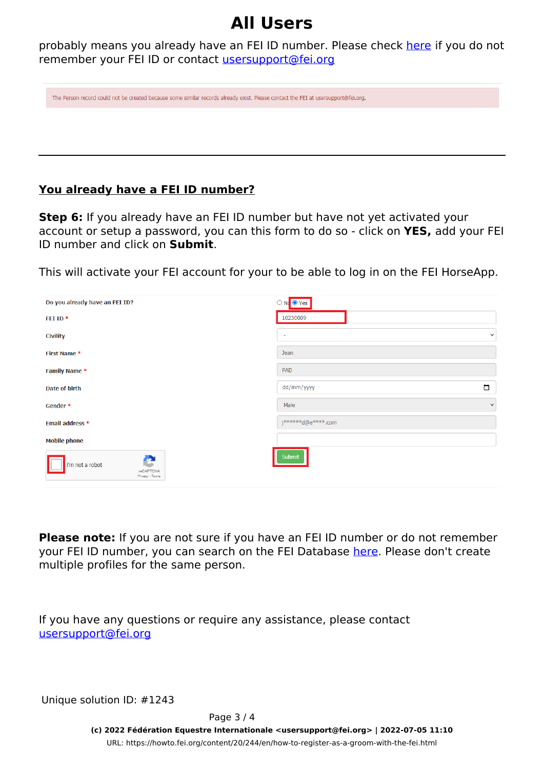probably means you already have an FEI ID number. Please check [here](#) if you do not remember your FEI ID or contact [usersupport@fei.org](mailto:usersupport@fei.org)

The Person record could not be created because some similar records already exist. Please contact the FEI at usersupport@fei.org.

---

## You already have a FEI ID number?

**Step 6:** If you already have an FEI ID number but have not yet activated your account or setup a password, you can this form to do so - click on **YES,** add your FEI ID number and click on **Submit**.

This will activate your FEI account for your to be able to log in on the FEI HorseApp.

Do you already have an FEI ID? ○ No ◉ Yes

FEI ID * 10230009

Civility -

First Name * Jean

Family Name * PAD

Date of birth dd/mm/yyyy

Gender * Male

Email address * j******d@e****.com

Mobile phone

I'm not a robot reCAPTCHA Privacy - Terms

Submit

**Please note:** If you are not sure if you have an FEI ID number or do not remember your FEI ID number, you can search on the FEI Database [here](#). Please don't create multiple profiles for the same person.

If you have any questions or require any assistance, please contact [usersupport@fei.org](mailto:usersupport@fei.org)

Unique solution ID: #1243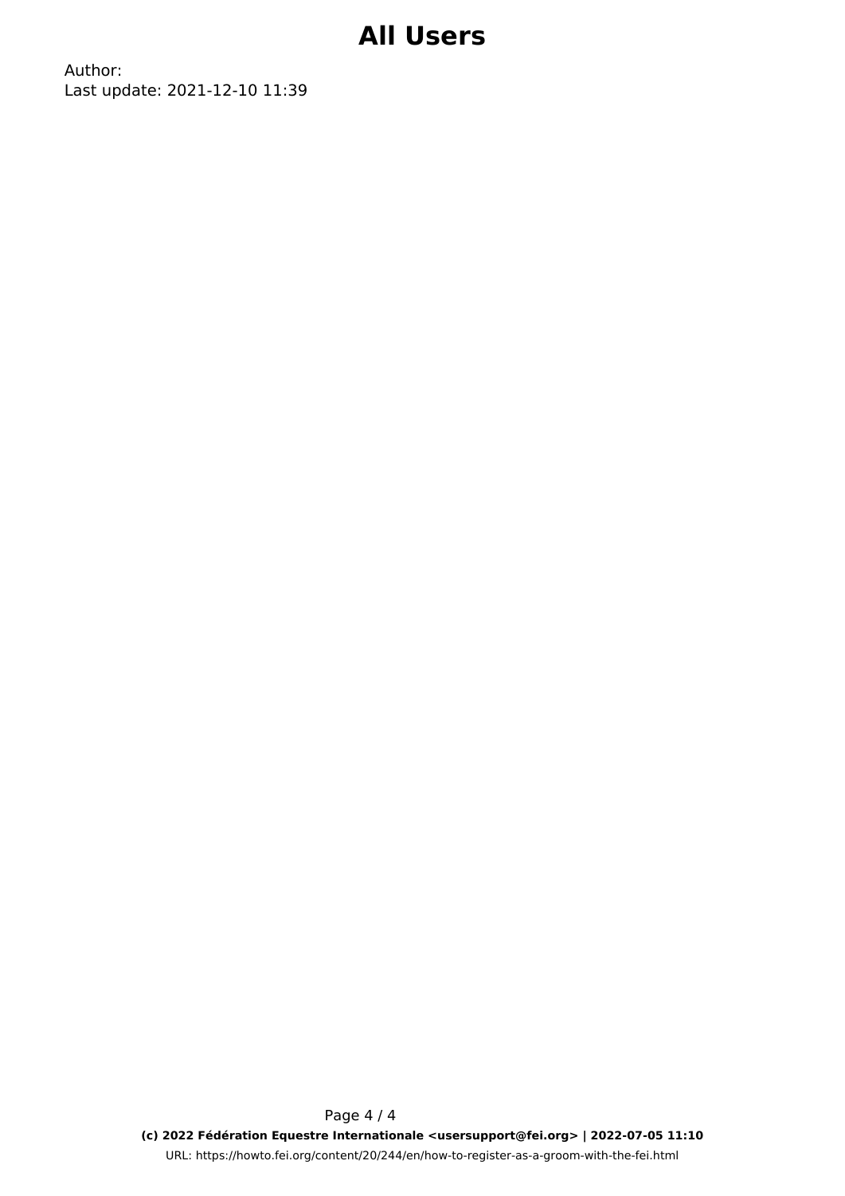# All Users

Author:
Last update: 2021-12-10 11:39